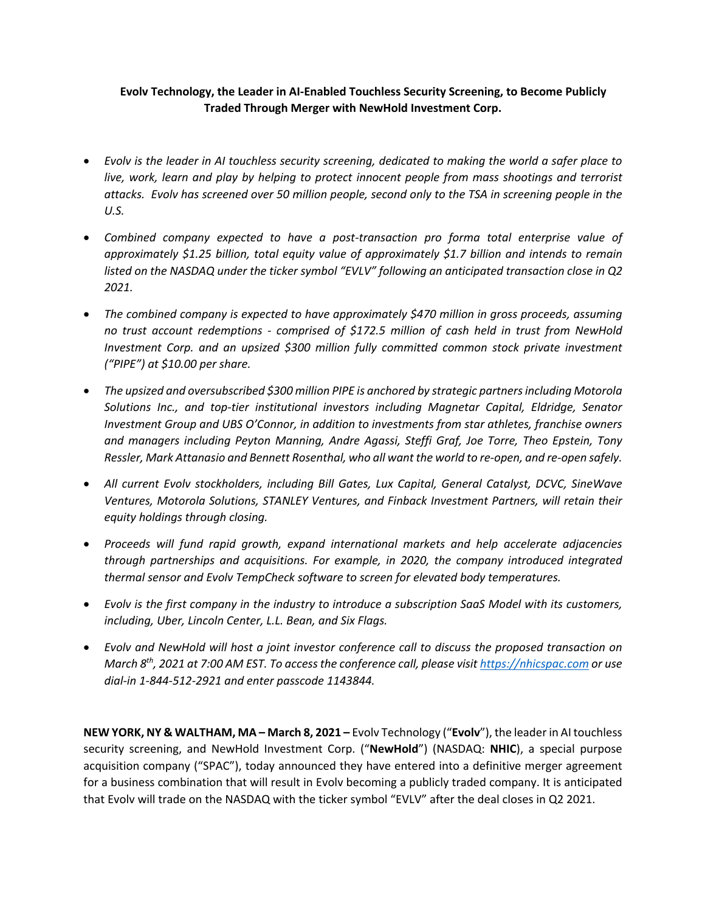**Evolv Technology, the Leader in AI-Enabled Touchless Security Screening, to Become Publicly Traded Through Merger with NewHold Investment Corp.**

- *Evolv is the leader in AI touchless security screening, dedicated to making the world a safer place to live, work, learn and play by helping to protect innocent people from mass shootings and terrorist attacks. Evolv has screened over 50 million people, second only to the TSA in screening people in the U.S.*
- *Combined company expected to have a post-transaction pro forma total enterprise value of approximately $1.25 billion, total equity value of approximately $1.7 billion and intends to remain listed on the NASDAQ under the ticker symbol "EVLV" following an anticipated transaction close in Q2 2021.*
- *The combined company is expected to have approximately $470 million in gross proceeds, assuming no trust account redemptions - comprised of $172.5 million of cash held in trust from NewHold Investment Corp. and an upsized $300 million fully committed common stock private investment ("PIPE") at $10.00 per share.*
- *The upsized and oversubscribed $300 million PIPE is anchored by strategic partners including Motorola Solutions Inc., and top-tier institutional investors including Magnetar Capital, Eldridge, Senator Investment Group and UBS O'Connor, in addition to investments from star athletes, franchise owners and managers including Peyton Manning, Andre Agassi, Steffi Graf, Joe Torre, Theo Epstein, Tony Ressler, Mark Attanasio and Bennett Rosenthal, who all want the world to re-open, and re-open safely.*
- *All current Evolv stockholders, including Bill Gates, Lux Capital, General Catalyst, DCVC, SineWave Ventures, Motorola Solutions, STANLEY Ventures, and Finback Investment Partners, will retain their equity holdings through closing.*
- *Proceeds will fund rapid growth, expand international markets and help accelerate adjacencies through partnerships and acquisitions. For example, in 2020, the company introduced integrated thermal sensor and Evolv TempCheck software to screen for elevated body temperatures.*
- *Evolv is the first company in the industry to introduce a subscription SaaS Model with its customers, including, Uber, Lincoln Center, L.L. Bean, and Six Flags.*
- *Evolv and NewHold will host a joint investor conference call to discuss the proposed transaction on March 8th, 2021 at 7:00 AM EST. To access the conference call, please visit https://nhicspac.com or use dial-in 1-844-512-2921 and enter passcode 1143844.*

**NEW YORK, NY & WALTHAM, MA – March 8, 2021 –** Evolv Technology ("**Evolv**"), the leader in AI touchless security screening, and NewHold Investment Corp. ("**NewHold**") (NASDAQ: **NHIC**), a special purpose acquisition company ("SPAC"), today announced they have entered into a definitive merger agreement for a business combination that will result in Evolv becoming a publicly traded company. It is anticipated that Evolv will trade on the NASDAQ with the ticker symbol "EVLV" after the deal closes in Q2 2021.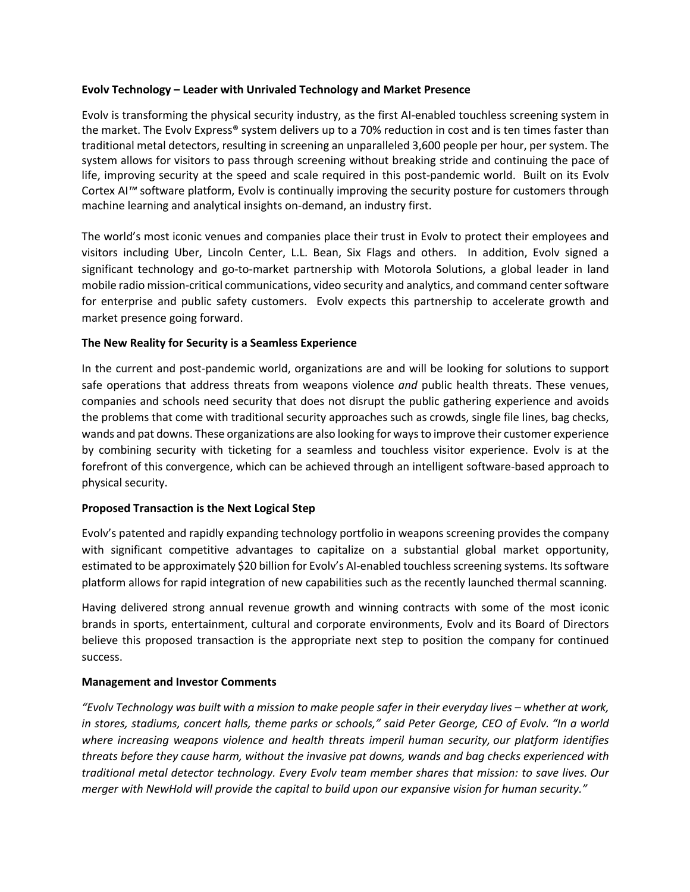**Evolv Technology – Leader with Unrivaled Technology and Market Presence**

Evolv is transforming the physical security industry, as the first AI-enabled touchless screening system in the market. The Evolv Express® system delivers up to a 70% reduction in cost and is ten times faster than traditional metal detectors, resulting in screening an unparalleled 3,600 people per hour, per system. The system allows for visitors to pass through screening without breaking stride and continuing the pace of life, improving security at the speed and scale required in this post-pandemic world. Built on its Evolv Cortex AI™ software platform, Evolv is continually improving the security posture for customers through machine learning and analytical insights on-demand, an industry first.

The world's most iconic venues and companies place their trust in Evolv to protect their employees and visitors including Uber, Lincoln Center, L.L. Bean, Six Flags and others. In addition, Evolv signed a significant technology and go-to-market partnership with Motorola Solutions, a global leader in land mobile radio mission-critical communications, video security and analytics, and command center software for enterprise and public safety customers. Evolv expects this partnership to accelerate growth and market presence going forward.

**The New Reality for Security is a Seamless Experience**

In the current and post-pandemic world, organizations are and will be looking for solutions to support safe operations that address threats from weapons violence *and* public health threats. These venues, companies and schools need security that does not disrupt the public gathering experience and avoids the problems that come with traditional security approaches such as crowds, single file lines, bag checks, wands and pat downs. These organizations are also looking for ways to improve their customer experience by combining security with ticketing for a seamless and touchless visitor experience. Evolv is at the forefront of this convergence, which can be achieved through an intelligent software-based approach to physical security.

**Proposed Transaction is the Next Logical Step**

Evolv's patented and rapidly expanding technology portfolio in weapons screening provides the company with significant competitive advantages to capitalize on a substantial global market opportunity, estimated to be approximately $20 billion for Evolv's AI-enabled touchless screening systems. Its software platform allows for rapid integration of new capabilities such as the recently launched thermal scanning.

Having delivered strong annual revenue growth and winning contracts with some of the most iconic brands in sports, entertainment, cultural and corporate environments, Evolv and its Board of Directors believe this proposed transaction is the appropriate next step to position the company for continued success.

**Management and Investor Comments**

*"Evolv Technology was built with a mission to make people safer in their everyday lives – whether at work, in stores, stadiums, concert halls, theme parks or schools,"* said Peter George, CEO of Evolv. *"In a world where increasing weapons violence and health threats imperil human security, our platform identifies threats before they cause harm, without the invasive pat downs, wands and bag checks experienced with traditional metal detector technology. Every Evolv team member shares that mission: to save lives. Our merger with NewHold will provide the capital to build upon our expansive vision for human security."*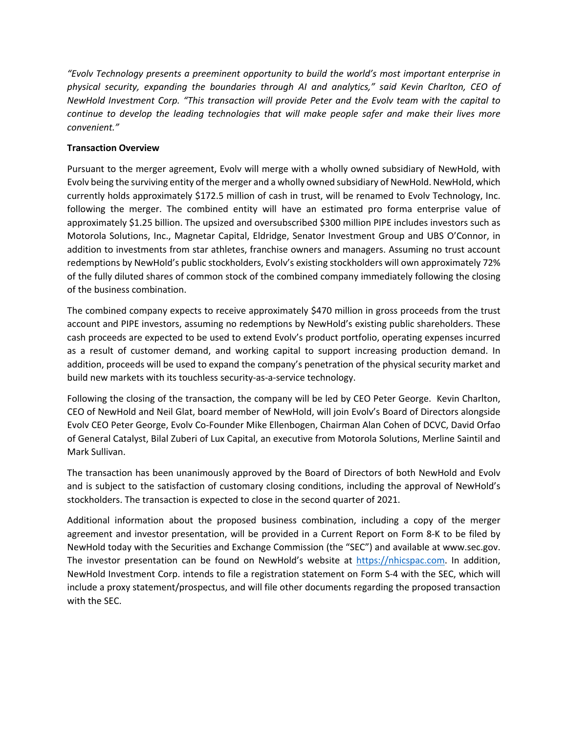*"Evolv Technology presents a preeminent opportunity to build the world's most important enterprise in physical security, expanding the boundaries through AI and analytics," said Kevin Charlton, CEO of NewHold Investment Corp. "This transaction will provide Peter and the Evolv team with the capital to continue to develop the leading technologies that will make people safer and make their lives more convenient."*

**Transaction Overview**

Pursuant to the merger agreement, Evolv will merge with a wholly owned subsidiary of NewHold, with Evolv being the surviving entity of the merger and a wholly owned subsidiary of NewHold. NewHold, which currently holds approximately $172.5 million of cash in trust, will be renamed to Evolv Technology, Inc. following the merger. The combined entity will have an estimated pro forma enterprise value of approximately $1.25 billion. The upsized and oversubscribed $300 million PIPE includes investors such as Motorola Solutions, Inc., Magnetar Capital, Eldridge, Senator Investment Group and UBS O'Connor, in addition to investments from star athletes, franchise owners and managers. Assuming no trust account redemptions by NewHold's public stockholders, Evolv's existing stockholders will own approximately 72% of the fully diluted shares of common stock of the combined company immediately following the closing of the business combination.

The combined company expects to receive approximately $470 million in gross proceeds from the trust account and PIPE investors, assuming no redemptions by NewHold's existing public shareholders. These cash proceeds are expected to be used to extend Evolv's product portfolio, operating expenses incurred as a result of customer demand, and working capital to support increasing production demand. In addition, proceeds will be used to expand the company's penetration of the physical security market and build new markets with its touchless security-as-a-service technology.

Following the closing of the transaction, the company will be led by CEO Peter George. Kevin Charlton, CEO of NewHold and Neil Glat, board member of NewHold, will join Evolv's Board of Directors alongside Evolv CEO Peter George, Evolv Co-Founder Mike Ellenbogen, Chairman Alan Cohen of DCVC, David Orfao of General Catalyst, Bilal Zuberi of Lux Capital, an executive from Motorola Solutions, Merline Saintil and Mark Sullivan.

The transaction has been unanimously approved by the Board of Directors of both NewHold and Evolv and is subject to the satisfaction of customary closing conditions, including the approval of NewHold's stockholders. The transaction is expected to close in the second quarter of 2021.

Additional information about the proposed business combination, including a copy of the merger agreement and investor presentation, will be provided in a Current Report on Form 8-K to be filed by NewHold today with the Securities and Exchange Commission (the "SEC") and available at www.sec.gov. The investor presentation can be found on NewHold's website at [https://nhicspac.com](https://nhicspac.com). In addition, NewHold Investment Corp. intends to file a registration statement on Form S-4 with the SEC, which will include a proxy statement/prospectus, and will file other documents regarding the proposed transaction with the SEC.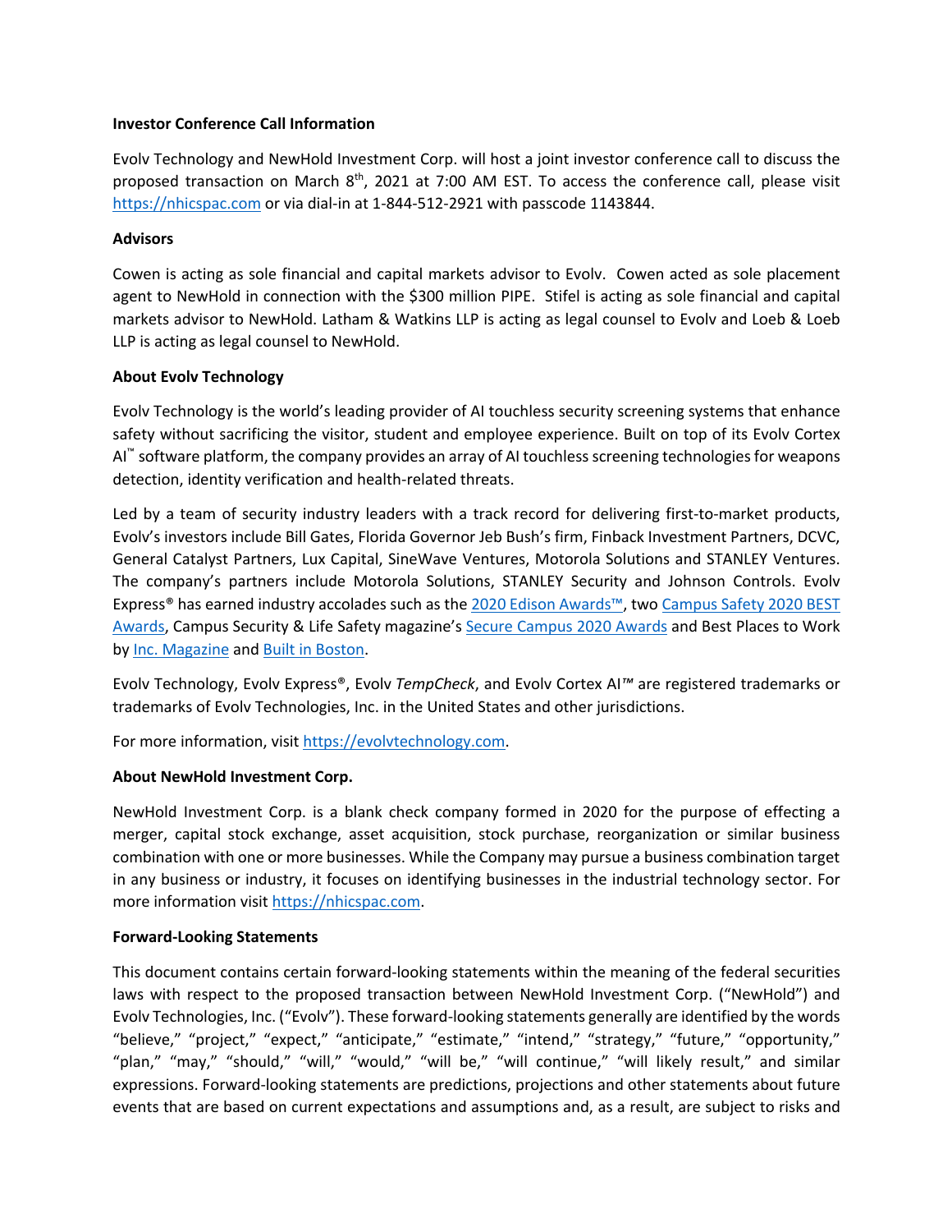**Investor Conference Call Information**

Evolv Technology and NewHold Investment Corp. will host a joint investor conference call to discuss the proposed transaction on March 8th, 2021 at 7:00 AM EST. To access the conference call, please visit https://nhicspac.com or via dial-in at 1-844-512-2921 with passcode 1143844.

**Advisors**

Cowen is acting as sole financial and capital markets advisor to Evolv. Cowen acted as sole placement agent to NewHold in connection with the $300 million PIPE. Stifel is acting as sole financial and capital markets advisor to NewHold. Latham & Watkins LLP is acting as legal counsel to Evolv and Loeb & Loeb LLP is acting as legal counsel to NewHold.

**About Evolv Technology**

Evolv Technology is the world's leading provider of AI touchless security screening systems that enhance safety without sacrificing the visitor, student and employee experience. Built on top of its Evolv Cortex AI™ software platform, the company provides an array of AI touchless screening technologies for weapons detection, identity verification and health-related threats.

Led by a team of security industry leaders with a track record for delivering first-to-market products, Evolv's investors include Bill Gates, Florida Governor Jeb Bush's firm, Finback Investment Partners, DCVC, General Catalyst Partners, Lux Capital, SineWave Ventures, Motorola Solutions and STANLEY Ventures. The company's partners include Motorola Solutions, STANLEY Security and Johnson Controls. Evolv Express® has earned industry accolades such as the 2020 Edison Awards™, two Campus Safety 2020 BEST Awards, Campus Security & Life Safety magazine's Secure Campus 2020 Awards and Best Places to Work by Inc. Magazine and Built in Boston.

Evolv Technology, Evolv Express®, Evolv *TempCheck*, and Evolv Cortex AI™ are registered trademarks or trademarks of Evolv Technologies, Inc. in the United States and other jurisdictions.

For more information, visit https://evolvtechnology.com.

**About NewHold Investment Corp.**

NewHold Investment Corp. is a blank check company formed in 2020 for the purpose of effecting a merger, capital stock exchange, asset acquisition, stock purchase, reorganization or similar business combination with one or more businesses. While the Company may pursue a business combination target in any business or industry, it focuses on identifying businesses in the industrial technology sector. For more information visit https://nhicspac.com.

**Forward-Looking Statements**

This document contains certain forward-looking statements within the meaning of the federal securities laws with respect to the proposed transaction between NewHold Investment Corp. ("NewHold") and Evolv Technologies, Inc. ("Evolv"). These forward-looking statements generally are identified by the words "believe," "project," "expect," "anticipate," "estimate," "intend," "strategy," "future," "opportunity," "plan," "may," "should," "will," "would," "will be," "will continue," "will likely result," and similar expressions. Forward-looking statements are predictions, projections and other statements about future events that are based on current expectations and assumptions and, as a result, are subject to risks and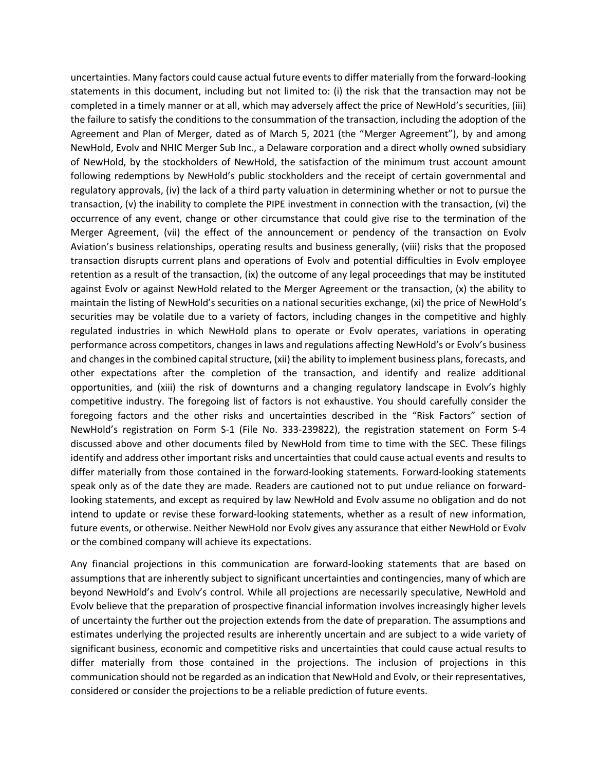uncertainties. Many factors could cause actual future events to differ materially from the forward-looking statements in this document, including but not limited to: (i) the risk that the transaction may not be completed in a timely manner or at all, which may adversely affect the price of NewHold's securities, (iii) the failure to satisfy the conditions to the consummation of the transaction, including the adoption of the Agreement and Plan of Merger, dated as of March 5, 2021 (the "Merger Agreement"), by and among NewHold, Evolv and NHIC Merger Sub Inc., a Delaware corporation and a direct wholly owned subsidiary of NewHold, by the stockholders of NewHold, the satisfaction of the minimum trust account amount following redemptions by NewHold's public stockholders and the receipt of certain governmental and regulatory approvals, (iv) the lack of a third party valuation in determining whether or not to pursue the transaction, (v) the inability to complete the PIPE investment in connection with the transaction, (vi) the occurrence of any event, change or other circumstance that could give rise to the termination of the Merger Agreement, (vii) the effect of the announcement or pendency of the transaction on Evolv Aviation's business relationships, operating results and business generally, (viii) risks that the proposed transaction disrupts current plans and operations of Evolv and potential difficulties in Evolv employee retention as a result of the transaction, (ix) the outcome of any legal proceedings that may be instituted against Evolv or against NewHold related to the Merger Agreement or the transaction, (x) the ability to maintain the listing of NewHold's securities on a national securities exchange, (xi) the price of NewHold's securities may be volatile due to a variety of factors, including changes in the competitive and highly regulated industries in which NewHold plans to operate or Evolv operates, variations in operating performance across competitors, changes in laws and regulations affecting NewHold's or Evolv's business and changes in the combined capital structure, (xii) the ability to implement business plans, forecasts, and other expectations after the completion of the transaction, and identify and realize additional opportunities, and (xiii) the risk of downturns and a changing regulatory landscape in Evolv's highly competitive industry. The foregoing list of factors is not exhaustive. You should carefully consider the foregoing factors and the other risks and uncertainties described in the "Risk Factors" section of NewHold's registration on Form S-1 (File No. 333-239822), the registration statement on Form S-4 discussed above and other documents filed by NewHold from time to time with the SEC. These filings identify and address other important risks and uncertainties that could cause actual events and results to differ materially from those contained in the forward-looking statements. Forward-looking statements speak only as of the date they are made. Readers are cautioned not to put undue reliance on forward-looking statements, and except as required by law NewHold and Evolv assume no obligation and do not intend to update or revise these forward-looking statements, whether as a result of new information, future events, or otherwise. Neither NewHold nor Evolv gives any assurance that either NewHold or Evolv or the combined company will achieve its expectations.

Any financial projections in this communication are forward-looking statements that are based on assumptions that are inherently subject to significant uncertainties and contingencies, many of which are beyond NewHold's and Evolv's control. While all projections are necessarily speculative, NewHold and Evolv believe that the preparation of prospective financial information involves increasingly higher levels of uncertainty the further out the projection extends from the date of preparation. The assumptions and estimates underlying the projected results are inherently uncertain and are subject to a wide variety of significant business, economic and competitive risks and uncertainties that could cause actual results to differ materially from those contained in the projections. The inclusion of projections in this communication should not be regarded as an indication that NewHold and Evolv, or their representatives, considered or consider the projections to be a reliable prediction of future events.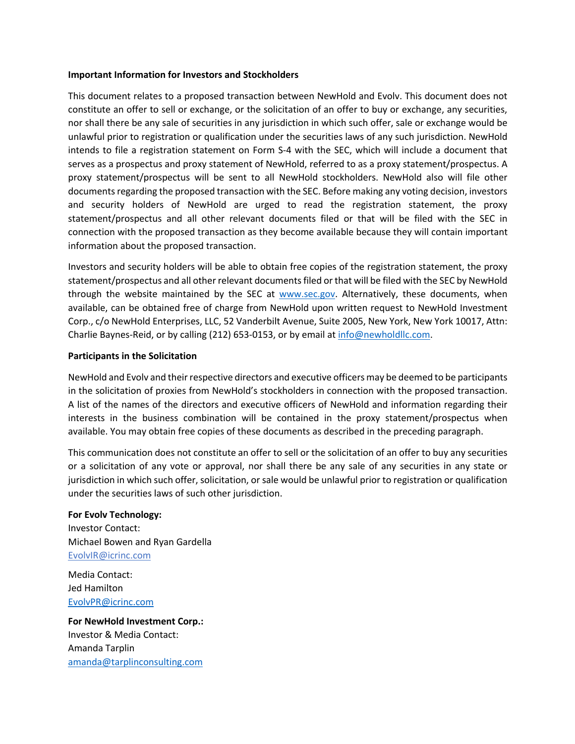**Important Information for Investors and Stockholders**

This document relates to a proposed transaction between NewHold and Evolv. This document does not constitute an offer to sell or exchange, or the solicitation of an offer to buy or exchange, any securities, nor shall there be any sale of securities in any jurisdiction in which such offer, sale or exchange would be unlawful prior to registration or qualification under the securities laws of any such jurisdiction. NewHold intends to file a registration statement on Form S-4 with the SEC, which will include a document that serves as a prospectus and proxy statement of NewHold, referred to as a proxy statement/prospectus. A proxy statement/prospectus will be sent to all NewHold stockholders. NewHold also will file other documents regarding the proposed transaction with the SEC. Before making any voting decision, investors and security holders of NewHold are urged to read the registration statement, the proxy statement/prospectus and all other relevant documents filed or that will be filed with the SEC in connection with the proposed transaction as they become available because they will contain important information about the proposed transaction.

Investors and security holders will be able to obtain free copies of the registration statement, the proxy statement/prospectus and all other relevant documents filed or that will be filed with the SEC by NewHold through the website maintained by the SEC at www.sec.gov. Alternatively, these documents, when available, can be obtained free of charge from NewHold upon written request to NewHold Investment Corp., c/o NewHold Enterprises, LLC, 52 Vanderbilt Avenue, Suite 2005, New York, New York 10017, Attn: Charlie Baynes-Reid, or by calling (212) 653-0153, or by email at info@newholdllc.com.

**Participants in the Solicitation**

NewHold and Evolv and their respective directors and executive officers may be deemed to be participants in the solicitation of proxies from NewHold's stockholders in connection with the proposed transaction. A list of the names of the directors and executive officers of NewHold and information regarding their interests in the business combination will be contained in the proxy statement/prospectus when available. You may obtain free copies of these documents as described in the preceding paragraph.

This communication does not constitute an offer to sell or the solicitation of an offer to buy any securities or a solicitation of any vote or approval, nor shall there be any sale of any securities in any state or jurisdiction in which such offer, solicitation, or sale would be unlawful prior to registration or qualification under the securities laws of such other jurisdiction.

**For Evolv Technology:**
Investor Contact:
Michael Bowen and Ryan Gardella
EvolvIR@icrinc.com

Media Contact:
Jed Hamilton
EvolvPR@icrinc.com

**For NewHold Investment Corp.:**
Investor & Media Contact:
Amanda Tarplin
amanda@tarplinconsulting.com